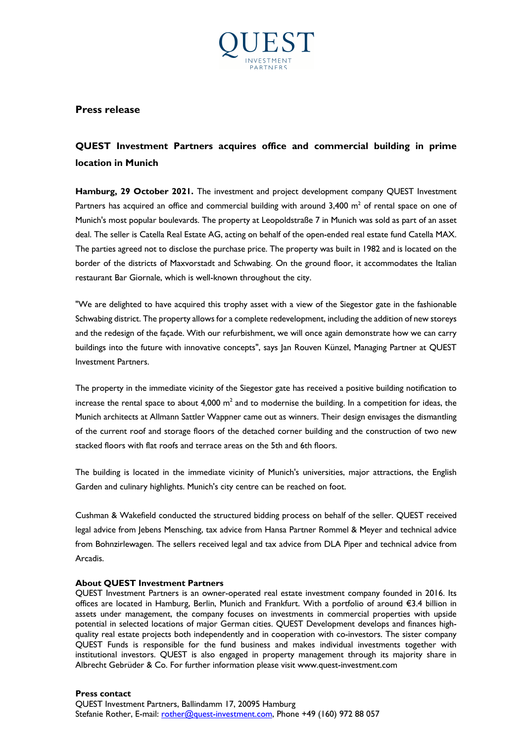QUEST

INVESTMENT PARTNERS

## Press release

# QUEST Investment Partners acquires office and commercial building in prime location in Munich

**Hamburg, 29 October 2021.** The investment and project development company QUEST Investment Partners has acquired an office and commercial building with around 3,400 $m^2$ of rental space on one of Munich's most popular boulevards. The property at Leopoldstraße 7 in Munich was sold as part of an asset deal. The seller is Catella Real Estate AG, acting on behalf of the open-ended real estate fund Catella MAX. The parties agreed not to disclose the purchase price. The property was built in 1982 and is located on the border of the districts of Maxvorstadt and Schwabing. On the ground floor, it accommodates the Italian restaurant Bar Giornale, which is well-known throughout the city.

"We are delighted to have acquired this trophy asset with a view of the Siegestor gate in the fashionable Schwabing district. The property allows for a complete redevelopment, including the addition of new storeys and the redesign of the façade. With our refurbishment, we will once again demonstrate how we can carry buildings into the future with innovative concepts", says Jan Rouven Künzel, Managing Partner at QUEST Investment Partners.

The property in the immediate vicinity of the Siegestor gate has received a positive building notification to increase the rental space to about 4,000 $m^2$ and to modernise the building. In a competition for ideas, the Munich architects at Allmann Sattler Wappner came out as winners. Their design envisages the dismantling of the current roof and storage floors of the detached corner building and the construction of two new stacked floors with flat roofs and terrace areas on the 5th and 6th floors.

The building is located in the immediate vicinity of Munich's universities, major attractions, the English Garden and culinary highlights. Munich's city centre can be reached on foot.

Cushman & Wakefield conducted the structured bidding process on behalf of the seller. QUEST received legal advice from Jebens Mensching, tax advice from Hansa Partner Rommel & Meyer and technical advice from Bohnzirlewagen. The sellers received legal and tax advice from DLA Piper and technical advice from Arcadis.

**About QUEST Investment Partners**

QUEST Investment Partners is an owner-operated real estate investment company founded in 2016. Its offices are located in Hamburg, Berlin, Munich and Frankfurt. With a portfolio of around €3.4 billion in assets under management, the company focuses on investments in commercial properties with upside potential in selected locations of major German cities. QUEST Development develops and finances high-quality real estate projects both independently and in cooperation with co-investors. The sister company QUEST Funds is responsible for the fund business and makes individual investments together with institutional investors. QUEST is also engaged in property management through its majority share in Albrecht Gebrüder & Co. For further information please visit www.quest-investment.com

**Press contact**

QUEST Investment Partners, Ballindamm 17, 20095 Hamburg

Stefanie Rother, E-mail: rother@quest-investment.com, Phone +49 (160) 972 88 057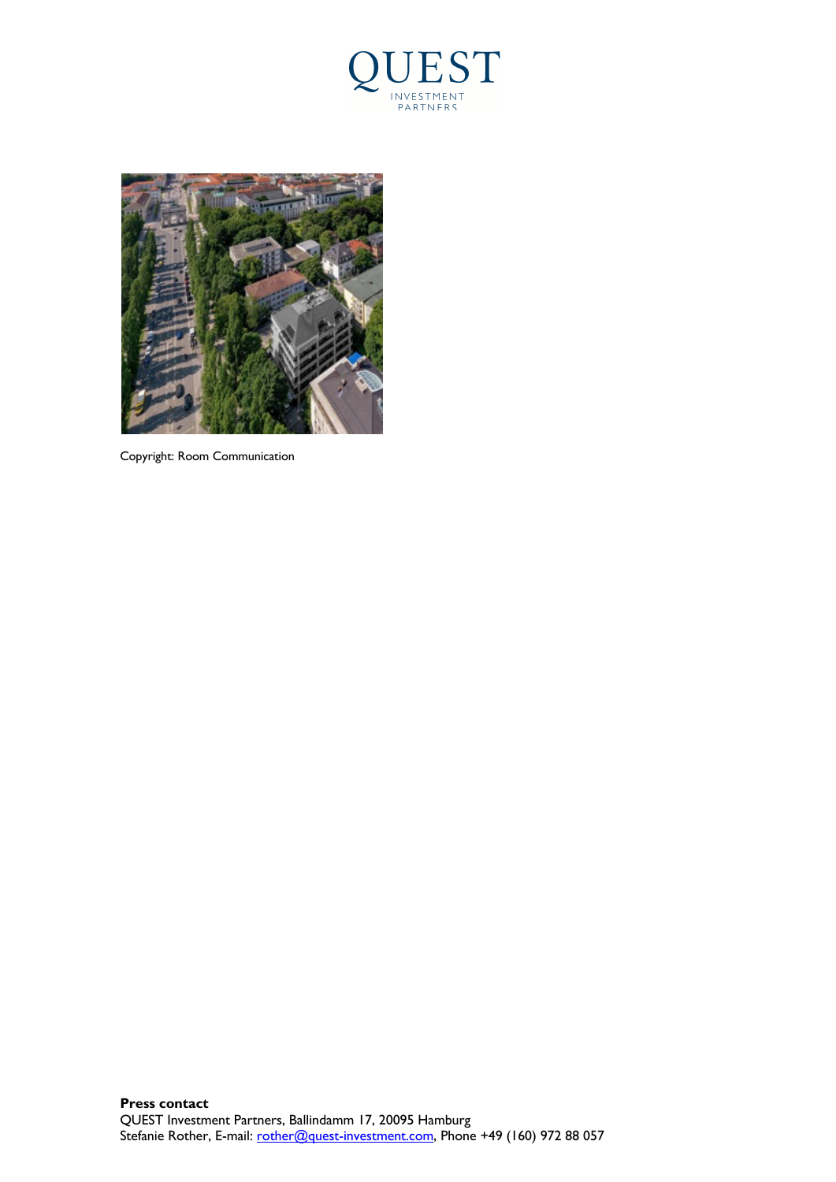Copyright: Room Communication

**Press contact**
QUEST Investment Partners, Ballindamm 17, 20095 Hamburg
Stefanie Rother, E-mail: rother@quest-investment.com, Phone +49 (160) 972 88 057